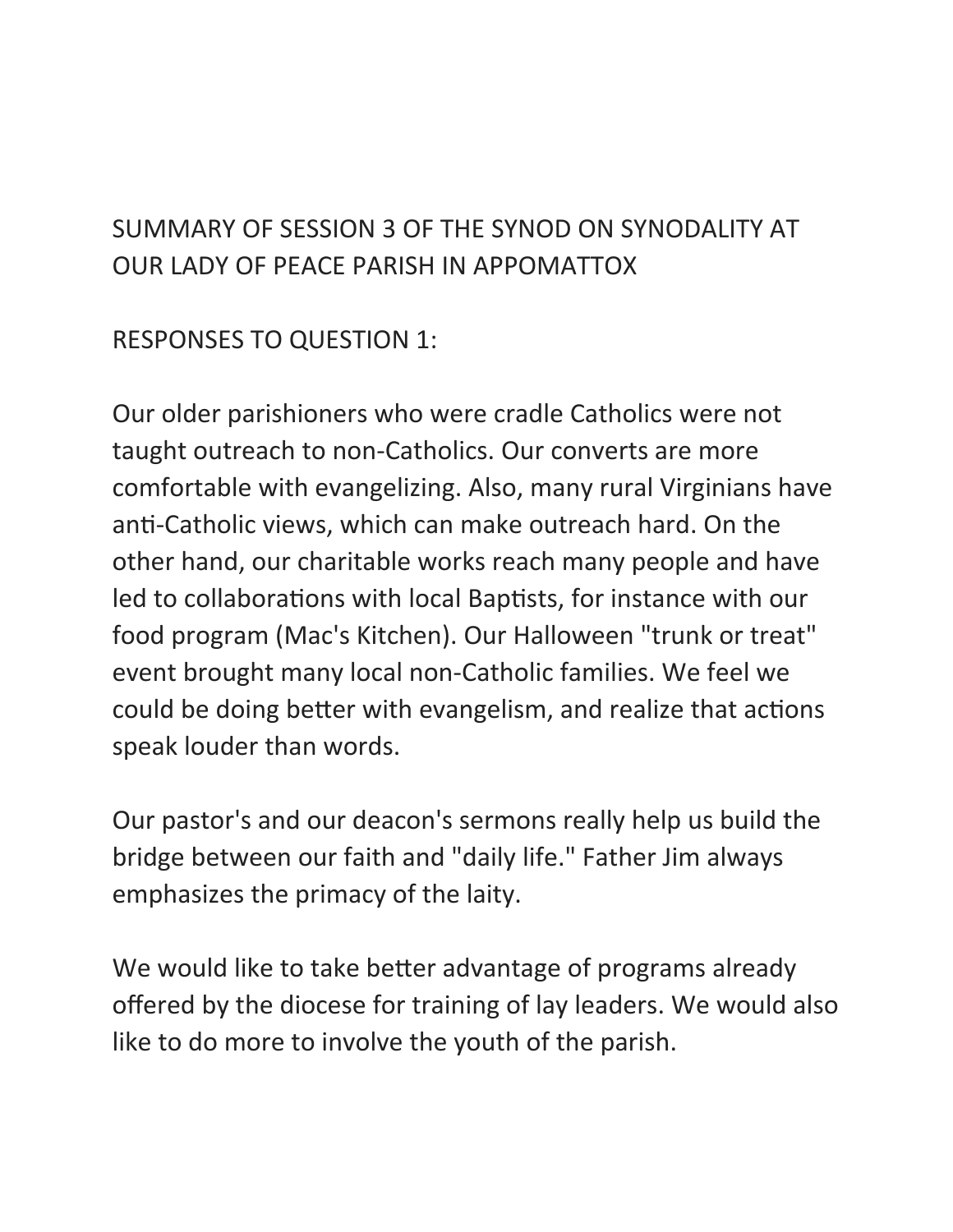# SUMMARY OF SESSION 3 OF THE SYNOD ON SYNODALITY AT OUR LADY OF PEACE PARISH IN APPOMATTOX

## RESPONSES TO QUESTION 1:

Our older parishioners who were cradle Catholics were not taught outreach to non-Catholics. Our converts are more comfortable with evangelizing. Also, many rural Virginians have anti-Catholic views, which can make outreach hard. On the other hand, our charitable works reach many people and have led to collaborations with local Baptists, for instance with our food program (Mac's Kitchen). Our Halloween "trunk or treat" event brought many local non-Catholic families. We feel we could be doing better with evangelism, and realize that actions speak louder than words.

Our pastor's and our deacon's sermons really help us build the bridge between our faith and "daily life." Father Jim always emphasizes the primacy of the laity.

We would like to take better advantage of programs already offered by the diocese for training of lay leaders. We would also like to do more to involve the youth of the parish.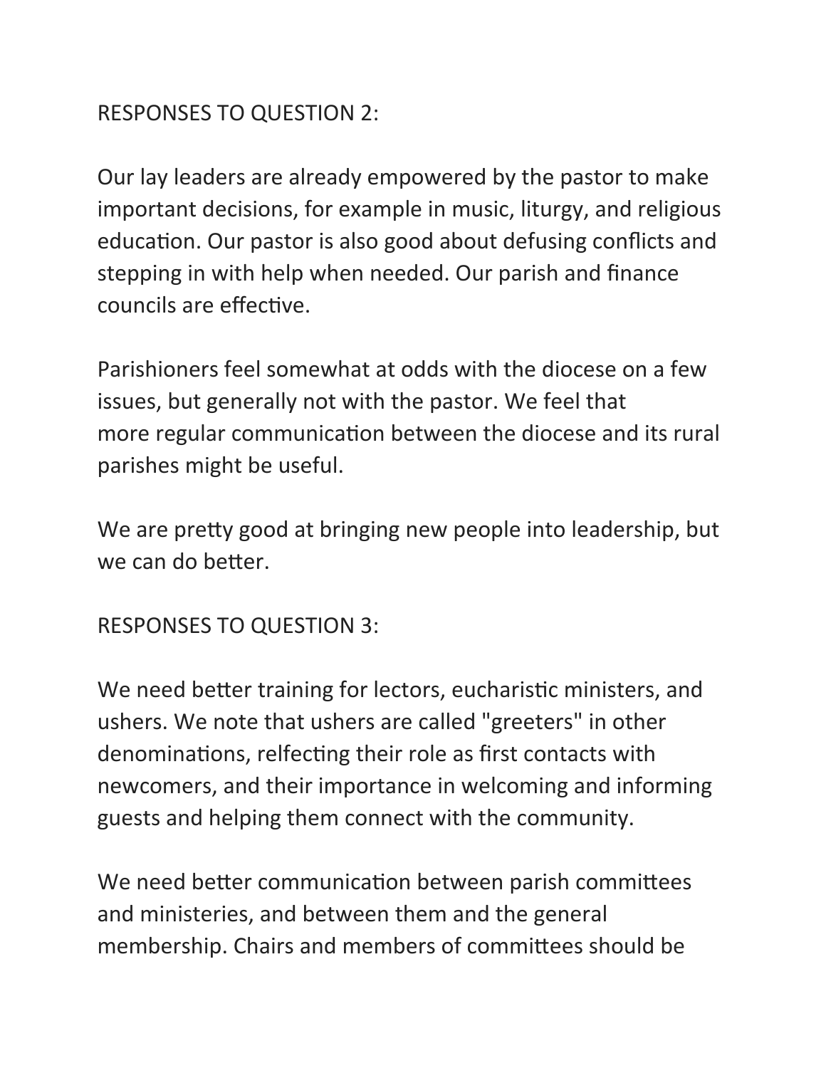RESPONSES TO QUESTION 2:

Our lay leaders are already empowered by the pastor to make important decisions, for example in music, liturgy, and religious education. Our pastor is also good about defusing conflicts and stepping in with help when needed. Our parish and finance councils are effective.

Parishioners feel somewhat at odds with the diocese on a few issues, but generally not with the pastor. We feel that more regular communication between the diocese and its rural parishes might be useful.

We are pretty good at bringing new people into leadership, but we can do better.

RESPONSES TO QUESTION 3:

We need better training for lectors, eucharistic ministers, and ushers. We note that ushers are called "greeters" in other denominations, relfecting their role as first contacts with newcomers, and their importance in welcoming and informing guests and helping them connect with the community.

We need better communication between parish committees and ministeries, and between them and the general membership. Chairs and members of committees should be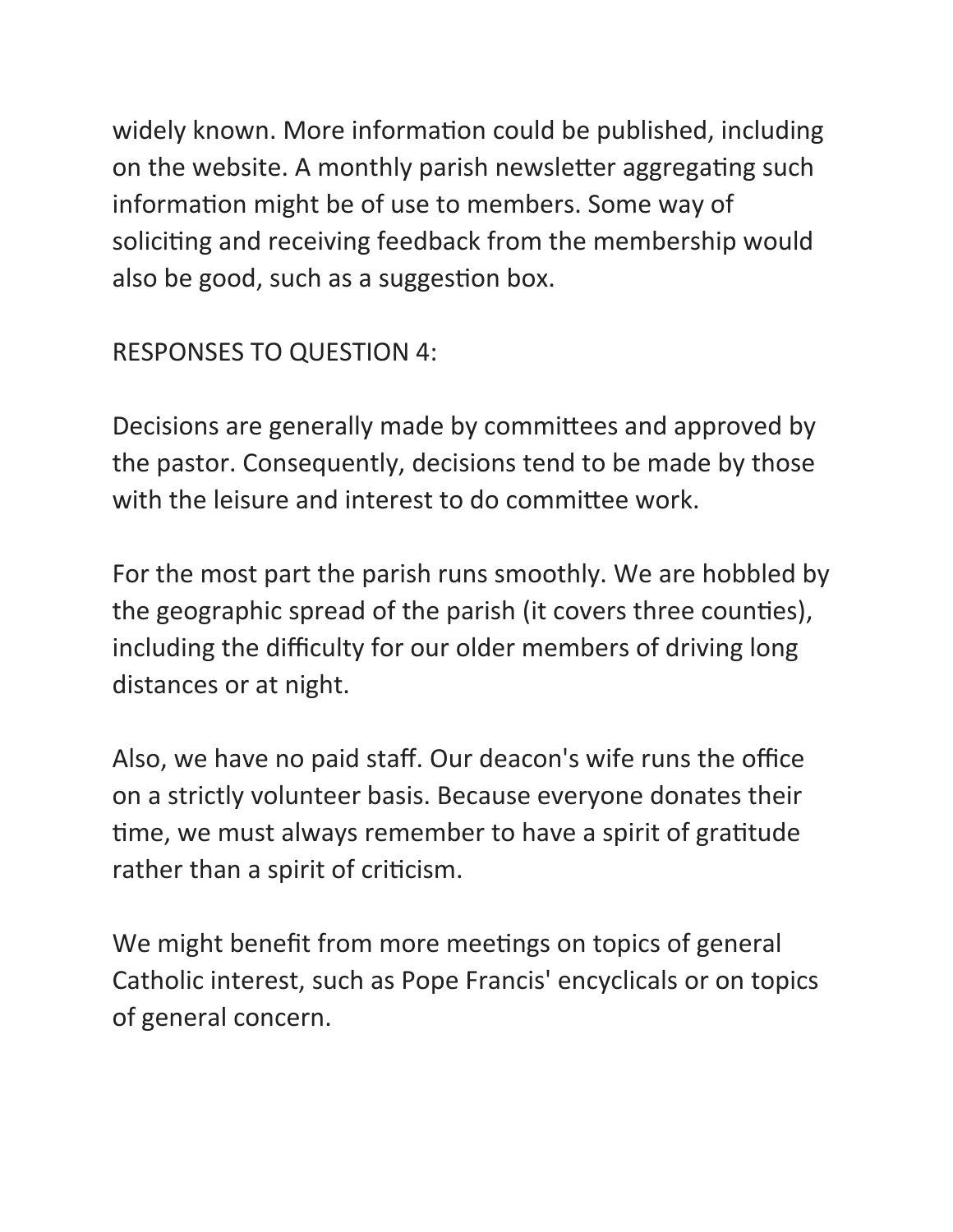widely known. More information could be published, including on the website. A monthly parish newsletter aggregating such information might be of use to members. Some way of soliciting and receiving feedback from the membership would also be good, such as a suggestion box.

RESPONSES TO QUESTION 4:

Decisions are generally made by committees and approved by the pastor. Consequently, decisions tend to be made by those with the leisure and interest to do committee work.

For the most part the parish runs smoothly. We are hobbled by the geographic spread of the parish (it covers three counties), including the difficulty for our older members of driving long distances or at night.

Also, we have no paid staff. Our deacon's wife runs the office on a strictly volunteer basis. Because everyone donates their time, we must always remember to have a spirit of gratitude rather than a spirit of criticism.

We might benefit from more meetings on topics of general Catholic interest, such as Pope Francis' encyclicals or on topics of general concern.